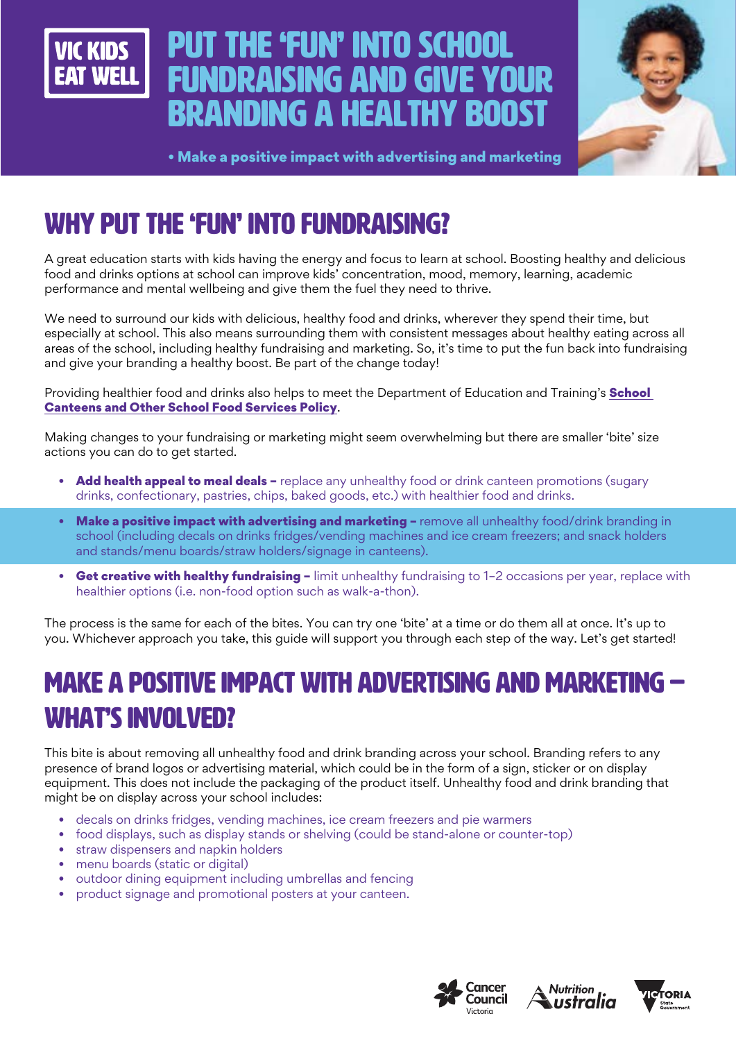VIC KIDS EAT WELL

# PUT THE 'FUN' INTO SCHOOL FUNDRAISING AND GIVE YOUR BRANDING A HEALTHY BOOST

**• Make a positive impact with advertising and marketing**

## WHY PUT THE 'FUN' INTO FUNDRAISING?

A great education starts with kids having the energy and focus to learn at school. Boosting healthy and delicious food and drinks options at school can improve kids' concentration, mood, memory, learning, academic performance and mental wellbeing and give them the fuel they need to thrive.

We need to surround our kids with delicious, healthy food and drinks, wherever they spend their time, but especially at school. This also means surrounding them with consistent messages about healthy eating across all areas of the school, including healthy fundraising and marketing. So, it's time to put the fun back into fundraising and give your branding a healthy boost. Be part of the change today!

Providing healthier food and drinks also helps to meet the Department of Education and Training's **School Canteens and Other School Food Services Policy**.

Making changes to your fundraising or marketing might seem overwhelming but there are smaller 'bite' size actions you can do to get started.

- **Add health appeal to meal deals –** replace any unhealthy food or drink canteen promotions (sugary drinks, confectionary, pastries, chips, baked goods, etc.) with healthier food and drinks.
- **Make a positive impact with advertising and marketing –** remove all unhealthy food/drink branding in school (including decals on drinks fridges/vending machines and ice cream freezers; and snack holders and stands/menu boards/straw holders/signage in canteens).
- **Get creative with healthy fundraising –** limit unhealthy fundraising to 1–2 occasions per year, replace with healthier options (i.e. non-food option such as walk-a-thon).

The process is the same for each of the bites. You can try one 'bite' at a time or do them all at once. It's up to you. Whichever approach you take, this guide will support you through each step of the way. Let's get started!

## MAKE A POSITIVE IMPACT WITH ADVERTISING AND MARKETING – WHAT'S INVOLVED?

This bite is about removing all unhealthy food and drink branding across your school. Branding refers to any presence of brand logos or advertising material, which could be in the form of a sign, sticker or on display equipment. This does not include the packaging of the product itself. Unhealthy food and drink branding that might be on display across your school includes:

- decals on drinks fridges, vending machines, ice cream freezers and pie warmers
- food displays, such as display stands or shelving (could be stand-alone or counter-top)
- straw dispensers and napkin holders
- menu boards (static or digital)
- outdoor dining equipment including umbrellas and fencing
- product signage and promotional posters at your canteen.

Cancer Council Victoria | Nutrition Australia | Victoria State Government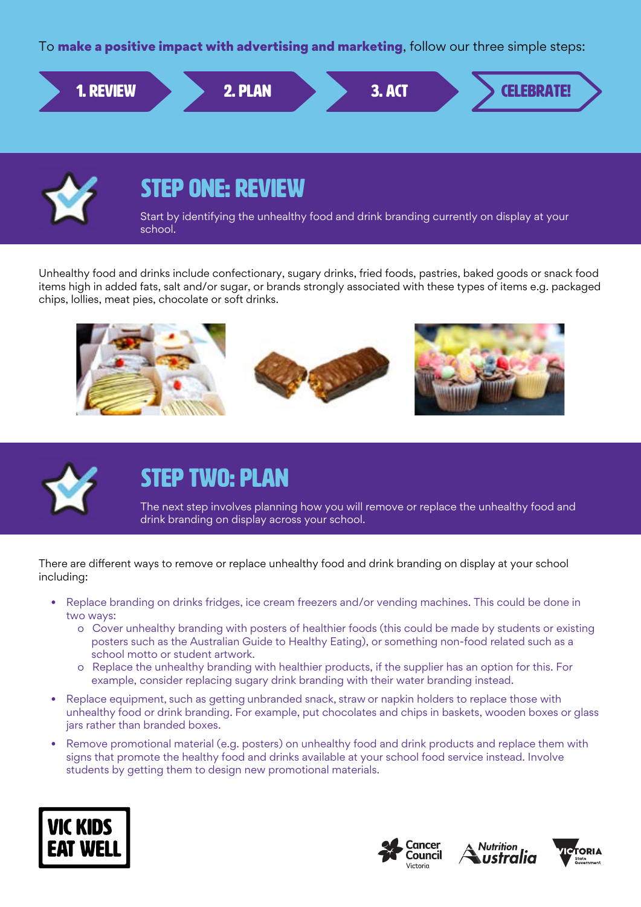To **make a positive impact with advertising and marketing**, follow our three simple steps:

1. REVIEW → 2. PLAN → 3. ACT → CELEBRATE!

## STEP ONE: REVIEW

Start by identifying the unhealthy food and drink branding currently on display at your school.

Unhealthy food and drinks include confectionary, sugary drinks, fried foods, pastries, baked goods or snack food items high in added fats, salt and/or sugar, or brands strongly associated with these types of items e.g. packaged chips, lollies, meat pies, chocolate or soft drinks.

## STEP TWO: PLAN

The next step involves planning how you will remove or replace the unhealthy food and drink branding on display across your school.

There are different ways to remove or replace unhealthy food and drink branding on display at your school including:

- Replace branding on drinks fridges, ice cream freezers and/or vending machines. This could be done in two ways:
  - Cover unhealthy branding with posters of healthier foods (this could be made by students or existing posters such as the Australian Guide to Healthy Eating), or something non-food related such as a school motto or student artwork.
  - Replace the unhealthy branding with healthier products, if the supplier has an option for this. For example, consider replacing sugary drink branding with their water branding instead.
- Replace equipment, such as getting unbranded snack, straw or napkin holders to replace those with unhealthy food or drink branding. For example, put chocolates and chips in baskets, wooden boxes or glass jars rather than branded boxes.
- Remove promotional material (e.g. posters) on unhealthy food and drink products and replace them with signs that promote the healthy food and drinks available at your school food service instead. Involve students by getting them to design new promotional materials.

VIC KIDS EAT WELL

Cancer Council Victoria | Nutrition Australia | Victoria State Government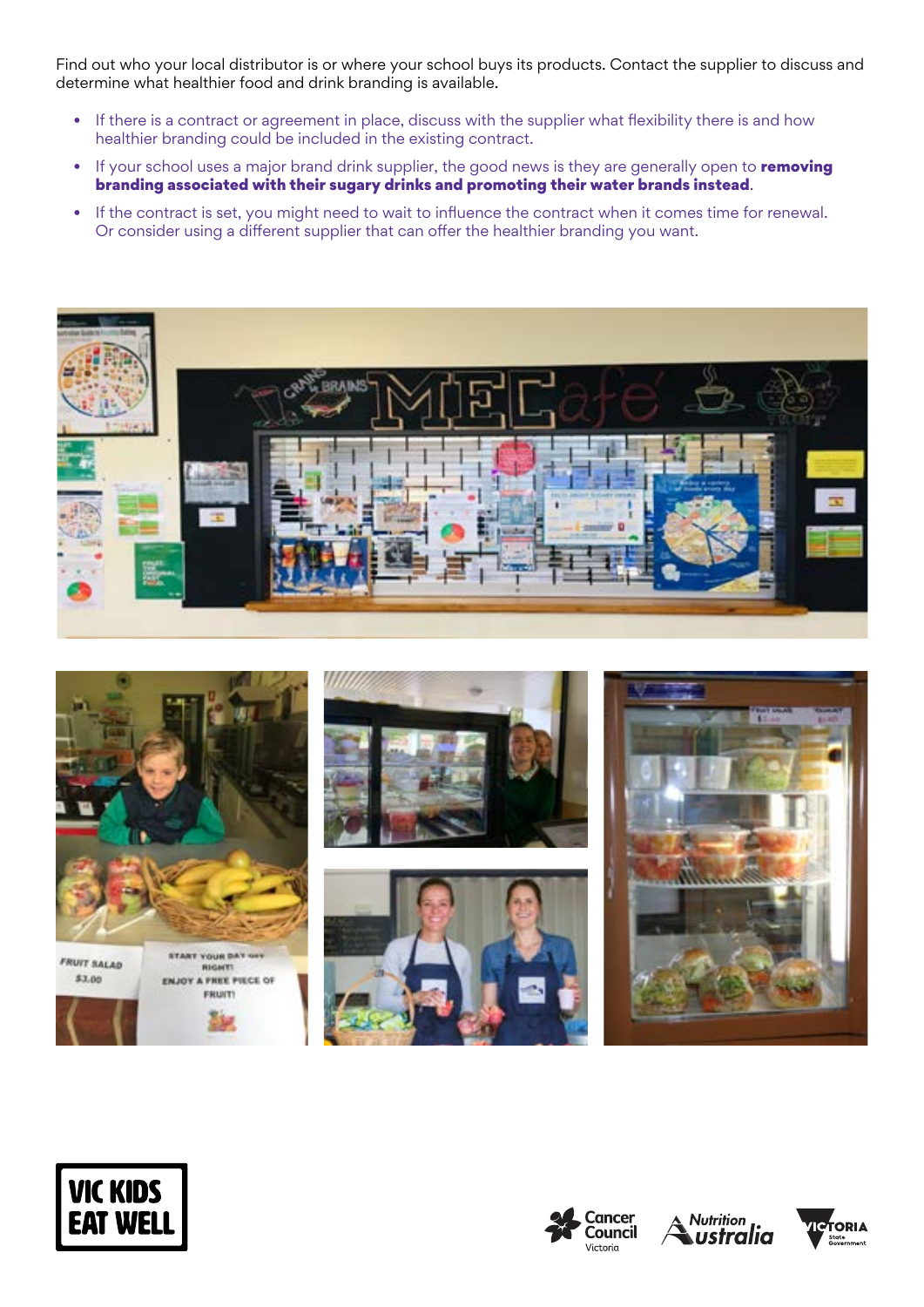Find out who your local distributor is or where your school buys its products. Contact the supplier to discuss and determine what healthier food and drink branding is available.

- If there is a contract or agreement in place, discuss with the supplier what flexibility there is and how healthier branding could be included in the existing contract.
- If your school uses a major brand drink supplier, the good news is they are generally open to **removing branding associated with their sugary drinks and promoting their water brands instead**.
- If the contract is set, you might need to wait to influence the contract when it comes time for renewal. Or consider using a different supplier that can offer the healthier branding you want.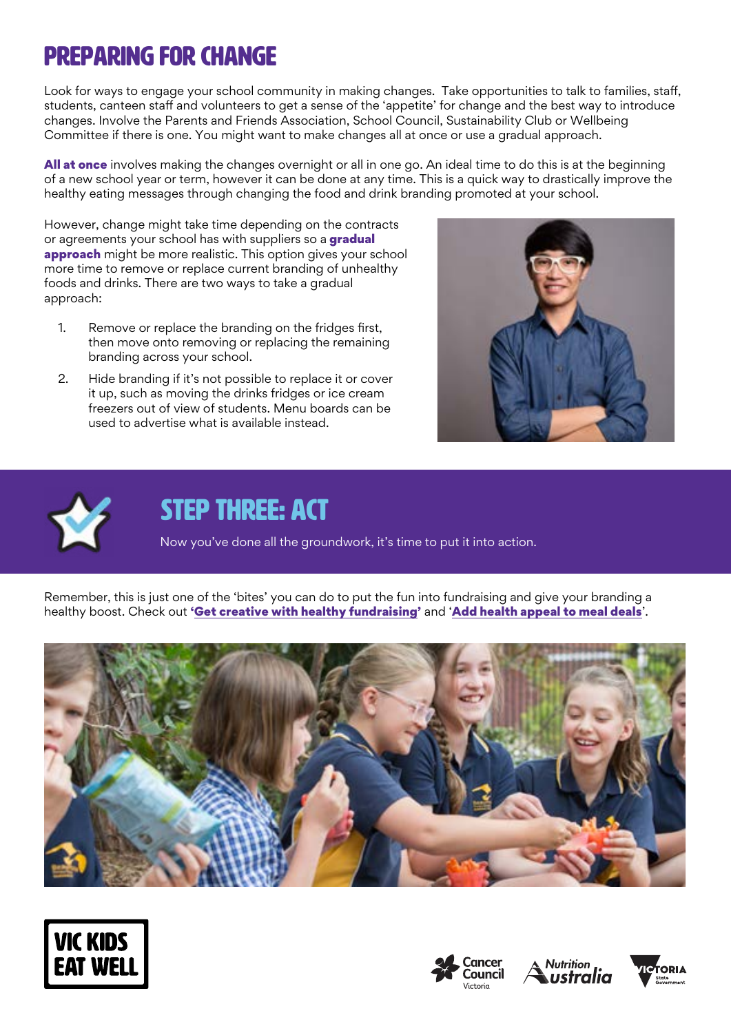# PREPARING FOR CHANGE

Look for ways to engage your school community in making changes. Take opportunities to talk to families, staff, students, canteen staff and volunteers to get a sense of the 'appetite' for change and the best way to introduce changes. Involve the Parents and Friends Association, School Council, Sustainability Club or Wellbeing Committee if there is one. You might want to make changes all at once or use a gradual approach.

**All at once** involves making the changes overnight or all in one go. An ideal time to do this is at the beginning of a new school year or term, however it can be done at any time. This is a quick way to drastically improve the healthy eating messages through changing the food and drink branding promoted at your school.

However, change might take time depending on the contracts or agreements your school has with suppliers so a **gradual approach** might be more realistic. This option gives your school more time to remove or replace current branding of unhealthy foods and drinks. There are two ways to take a gradual approach:

1. Remove or replace the branding on the fridges first, then move onto removing or replacing the remaining branding across your school.
2. Hide branding if it's not possible to replace it or cover it up, such as moving the drinks fridges or ice cream freezers out of view of students. Menu boards can be used to advertise what is available instead.

# STEP THREE: ACT

Now you've done all the groundwork, it's time to put it into action.

Remember, this is just one of the 'bites' you can do to put the fun into fundraising and give your branding a healthy boost. Check out '**Get creative with healthy fundraising**' and '**Add health appeal to meal deals**'.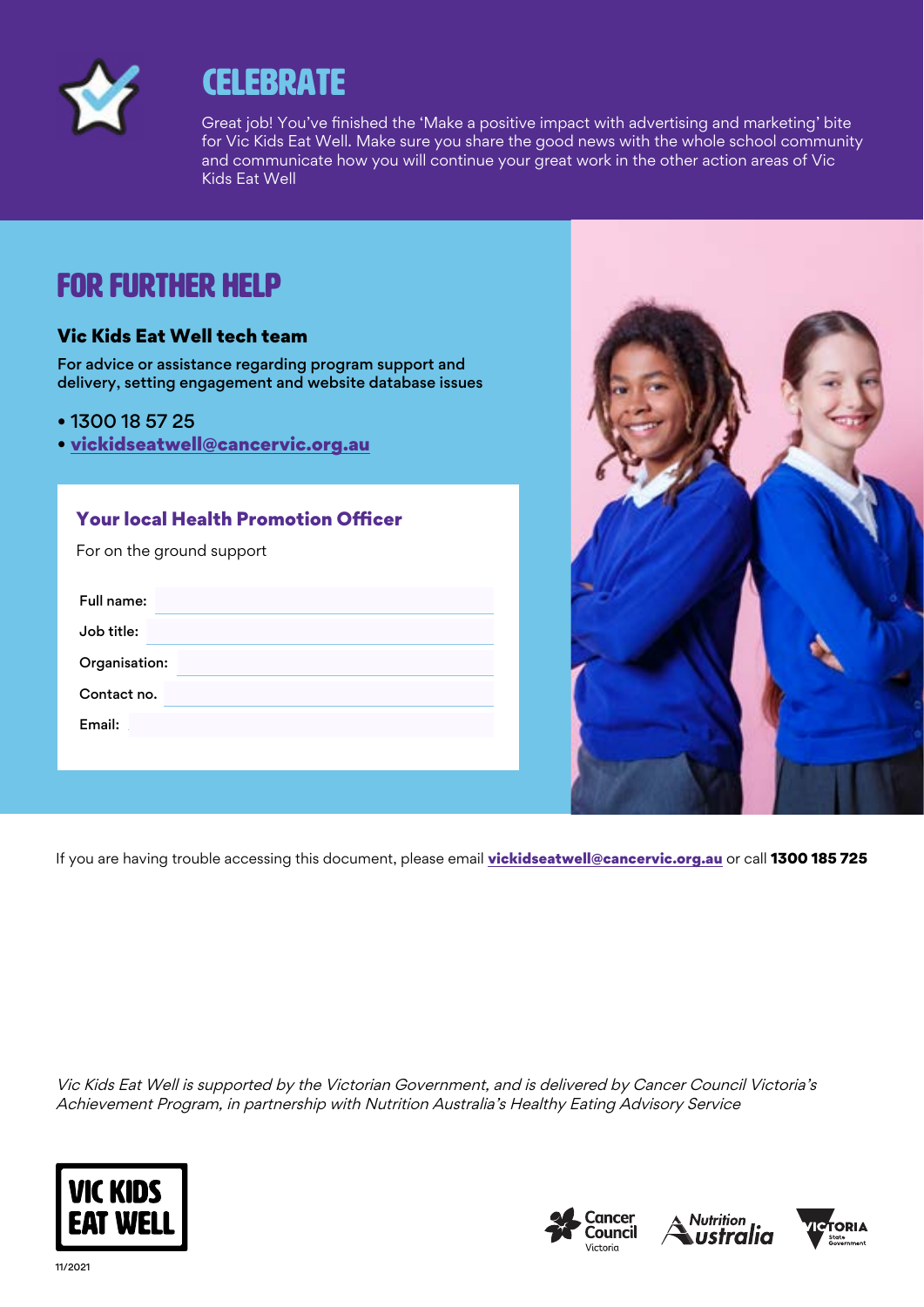# CELEBRATE

Great job! You've finished the 'Make a positive impact with advertising and marketing' bite for Vic Kids Eat Well. Make sure you share the good news with the whole school community and communicate how you will continue your great work in the other action areas of Vic Kids Eat Well

# FOR FURTHER HELP

### Vic Kids Eat Well tech team

For advice or assistance regarding program support and delivery, setting engagement and website database issues

- 1300 18 57 25
- **vickidseatwell@cancervic.org.au**

### Your local Health Promotion Officer

For on the ground support

Full name:

Job title:

Organisation:

Contact no.

Email:

If you are having trouble accessing this document, please email **vickidseatwell@cancervic.org.au** or call **1300 185 725**

*Vic Kids Eat Well is supported by the Victorian Government, and is delivered by Cancer Council Victoria's Achievement Program, in partnership with Nutrition Australia's Healthy Eating Advisory Service*

VIC KIDS EAT WELL

Cancer Council Victoria

Nutrition Australia

Victoria State Government

11/2021